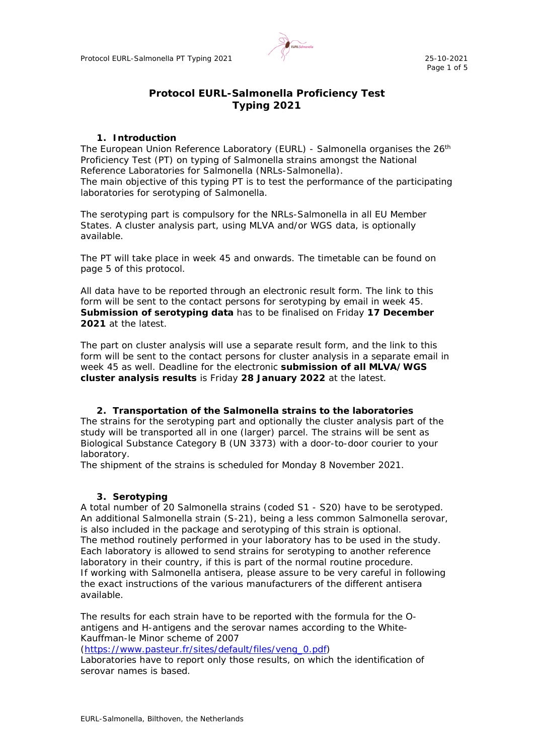# Protocol EURL-Salmonella Proficiency Test Typing 2021

## 1. Introduction

The European Union Reference Laboratory (EURL) - Salmonella organises the 26th Proficiency Test (PT) on typing of Salmonella strains amongst the National Reference Laboratories for Salmonella (NRLs-Salmonella).
The main objective of this typing PT is to test the performance of the participating laboratories for serotyping of Salmonella.

The serotyping part is compulsory for the NRLs-Salmonella in all EU Member States. A cluster analysis part, using MLVA and/or WGS data, is optionally available.

The PT will take place in week 45 and onwards. The timetable can be found on page 5 of this protocol.

All data have to be reported through an electronic result form. The link to this form will be sent to the contact persons for serotyping by email in week 45. **Submission of serotyping data** has to be finalised on Friday **17 December 2021** at the latest.

The part on cluster analysis will use a separate result form, and the link to this form will be sent to the contact persons for cluster analysis in a separate email in week 45 as well. Deadline for the electronic **submission of all MLVA/WGS cluster analysis results** is Friday **28 January 2022** at the latest.

## 2. Transportation of the Salmonella strains to the laboratories

The strains for the serotyping part and optionally the cluster analysis part of the study will be transported all in one (larger) parcel. The strains will be sent as Biological Substance Category B (UN 3373) with a door-to-door courier to your laboratory.
The shipment of the strains is scheduled for Monday 8 November 2021.

## 3. Serotyping

A total number of 20 Salmonella strains (coded S1 - S20) have to be serotyped. An additional Salmonella strain (S-21), being a less common Salmonella serovar, is also included in the package and serotyping of this strain is optional.
The method routinely performed in your laboratory has to be used in the study. Each laboratory is allowed to send strains for serotyping to another reference laboratory in their country, if this is part of the normal routine procedure.
If working with Salmonella antisera, please assure to be very careful in following the exact instructions of the various manufacturers of the different antisera available.

The results for each strain have to be reported with the formula for the O-antigens and H-antigens and the serovar names according to the White-Kauffman-le Minor scheme of 2007
(https://www.pasteur.fr/sites/default/files/veng_0.pdf)
Laboratories have to report only those results, on which the identification of serovar names is based.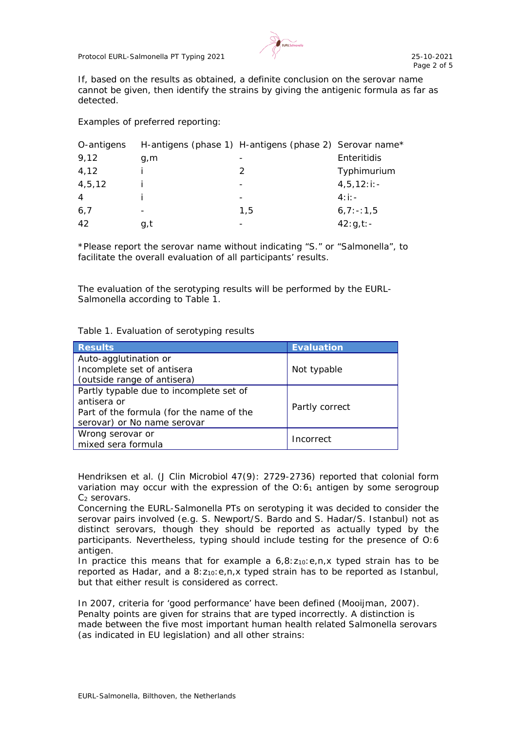If, based on the results as obtained, a definite conclusion on the serovar name cannot be given, then identify the strains by giving the antigenic formula as far as detected.

Examples of preferred reporting:

| O-antigens | H-antigens (phase 1) | H-antigens (phase 2) | Serovar name* |
|---|---|---|---|
| 9,12 | g,m | - | Enteritidis |
| 4,12 | i | 2 | Typhimurium |
| 4,5,12 | i | - | 4,5,12:i:- |
| 4 | i | - | 4:i:- |
| 6,7 | - | 1,5 | 6,7:-:1,5 |
| 42 | g,t | - | 42:g,t:- |

*Please report the serovar name without indicating "S." or "Salmonella", to facilitate the overall evaluation of all participants' results.

The evaluation of the serotyping results will be performed by the EURL-Salmonella according to Table 1.

Table 1. Evaluation of serotyping results

| Results | Evaluation |
|---|---|
| Auto-agglutination or<br>Incomplete set of antisera<br>(outside range of antisera) | Not typable |
| Partly typable due to incomplete set of antisera or<br>Part of the formula (for the name of the serovar) or No name serovar | Partly correct |
| Wrong serovar or<br>mixed sera formula | Incorrect |

Hendriksen et al. (J Clin Microbiol 47(9): 2729-2736) reported that colonial form variation may occur with the expression of the O:$6_1$ antigen by some serogroup $C_2$ serovars.
Concerning the EURL-Salmonella PTs on serotyping it was decided to consider the serovar pairs involved (e.g. S. Newport/S. Bardo and S. Hadar/S. Istanbul) not as distinct serovars, though they should be reported as actually typed by the participants. Nevertheless, typing should include testing for the presence of O:6 antigen.
In practice this means that for example a 6,8:$z_{10}$:e,n,x typed strain has to be reported as Hadar, and a 8:$z_{10}$:e,n,x typed strain has to be reported as Istanbul, but that either result is considered as correct.

In 2007, criteria for 'good performance' have been defined (Mooijman, 2007). Penalty points are given for strains that are typed incorrectly. A distinction is made between the five most important human health related Salmonella serovars (as indicated in EU legislation) and all other strains: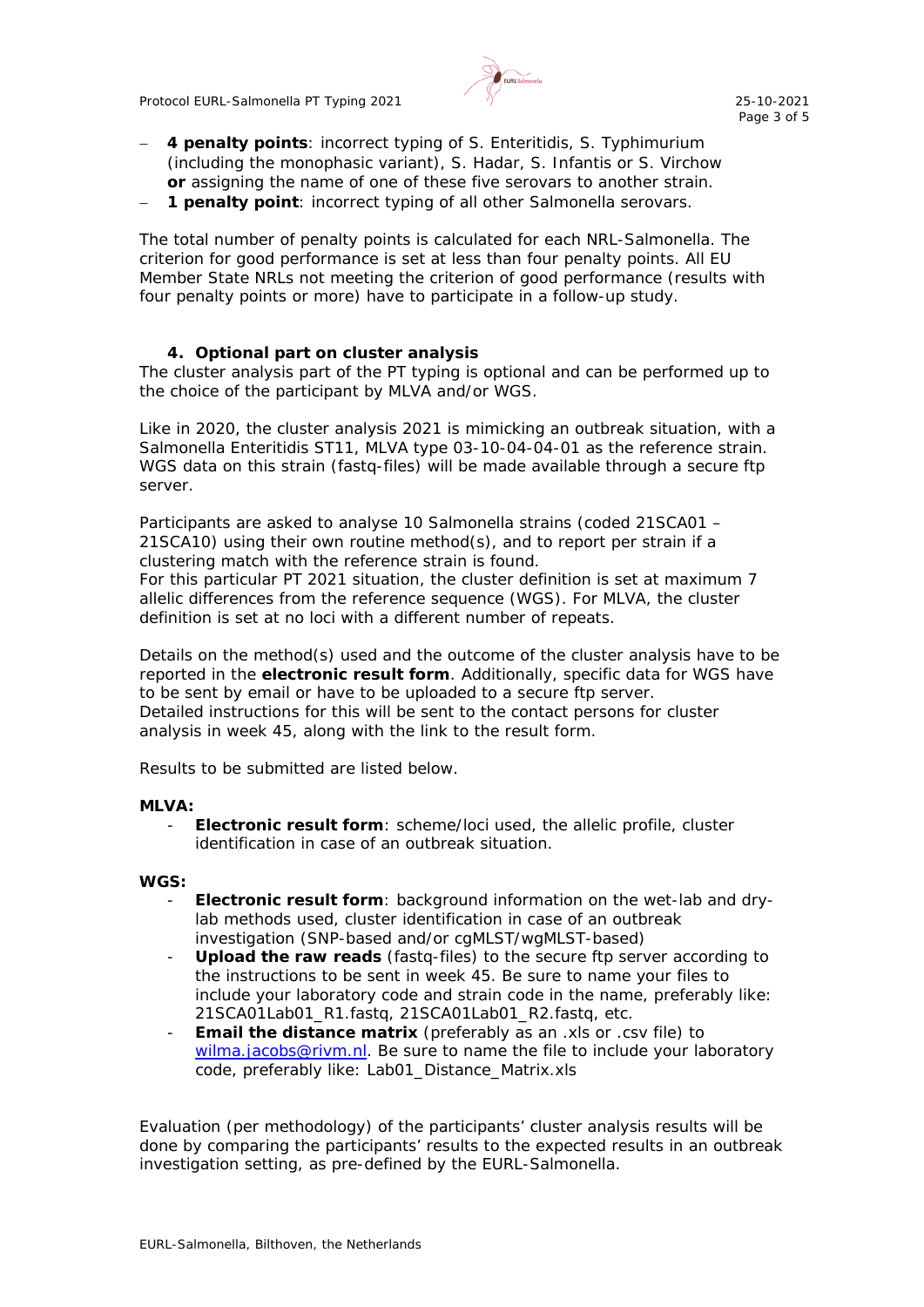- **4 penalty points**: incorrect typing of S. Enteritidis, S. Typhimurium (including the monophasic variant), S. Hadar, S. Infantis or S. Virchow **or** assigning the name of one of these five serovars to another strain.
- **1 penalty point**: incorrect typing of all other Salmonella serovars.

The total number of penalty points is calculated for each NRL-Salmonella. The criterion for good performance is set at less than four penalty points. All EU Member State NRLs not meeting the criterion of good performance (results with four penalty points or more) have to participate in a follow-up study.

## 4. Optional part on cluster analysis

The cluster analysis part of the PT typing is optional and can be performed up to the choice of the participant by MLVA and/or WGS.

Like in 2020, the cluster analysis 2021 is mimicking an outbreak situation, with a Salmonella Enteritidis ST11, MLVA type 03-10-04-04-01 as the reference strain. WGS data on this strain (fastq-files) will be made available through a secure ftp server.

Participants are asked to analyse 10 Salmonella strains (coded 21SCA01 – 21SCA10) using their own routine method(s), and to report per strain if a clustering match with the reference strain is found.
For this particular PT 2021 situation, the cluster definition is set at maximum 7 allelic differences from the reference sequence (WGS). For MLVA, the cluster definition is set at no loci with a different number of repeats.

Details on the method(s) used and the outcome of the cluster analysis have to be reported in the **electronic result form**. Additionally, specific data for WGS have to be sent by email or have to be uploaded to a secure ftp server.
Detailed instructions for this will be sent to the contact persons for cluster analysis in week 45, along with the link to the result form.

Results to be submitted are listed below.

**MLVA:**

- **Electronic result form**: scheme/loci used, the allelic profile, cluster identification in case of an outbreak situation.

**WGS:**

- **Electronic result form**: background information on the wet-lab and dry-lab methods used, cluster identification in case of an outbreak investigation (SNP-based and/or cgMLST/wgMLST-based)
- **Upload the raw reads** (fastq-files) to the secure ftp server according to the instructions to be sent in week 45. Be sure to name your files to include your laboratory code and strain code in the name, preferably like: 21SCA01Lab01_R1.fastq, 21SCA01Lab01_R2.fastq, etc.
- **Email the distance matrix** (preferably as an .xls or .csv file) to wilma.jacobs@rivm.nl. Be sure to name the file to include your laboratory code, preferably like: Lab01_Distance_Matrix.xls

Evaluation (per methodology) of the participants' cluster analysis results will be done by comparing the participants' results to the expected results in an outbreak investigation setting, as pre-defined by the EURL-Salmonella.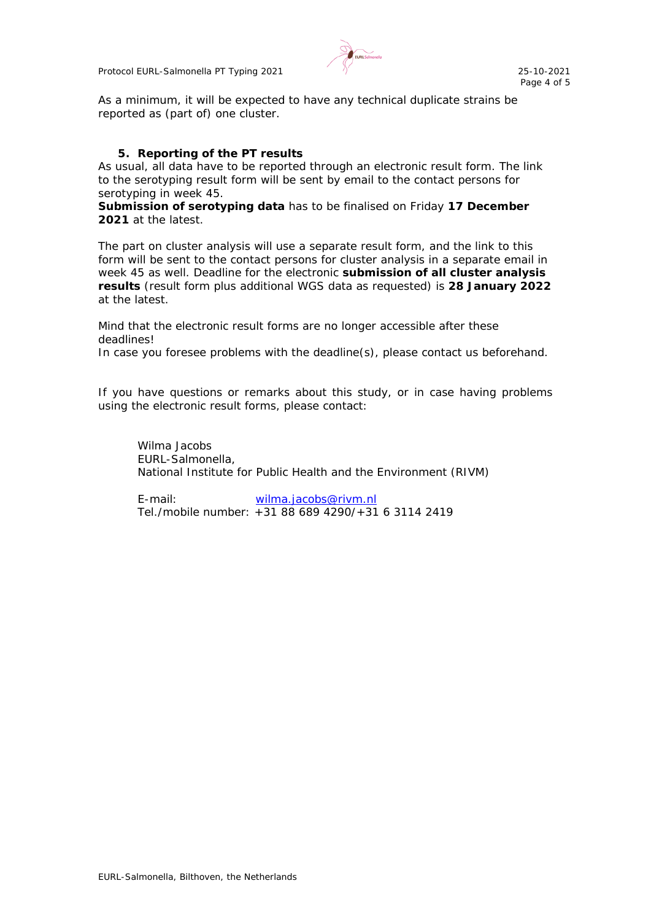As a minimum, it will be expected to have any technical duplicate strains be reported as (part of) one cluster.

## 5. Reporting of the PT results

As usual, all data have to be reported through an electronic result form. The link to the serotyping result form will be sent by email to the contact persons for serotyping in week 45.

**Submission of serotyping data** has to be finalised on Friday **17 December 2021** at the latest.

The part on cluster analysis will use a separate result form, and the link to this form will be sent to the contact persons for cluster analysis in a separate email in week 45 as well. Deadline for the electronic **submission of all cluster analysis results** (result form plus additional WGS data as requested) is **28 January 2022** at the latest.

Mind that the electronic result forms are no longer accessible after these deadlines!

In case you foresee problems with the deadline(s), please contact us beforehand.

If you have questions or remarks about this study, or in case having problems using the electronic result forms, please contact:

Wilma Jacobs
EURL-Salmonella,
National Institute for Public Health and the Environment (RIVM)

E-mail: wilma.jacobs@rivm.nl
Tel./mobile number: +31 88 689 4290/+31 6 3114 2419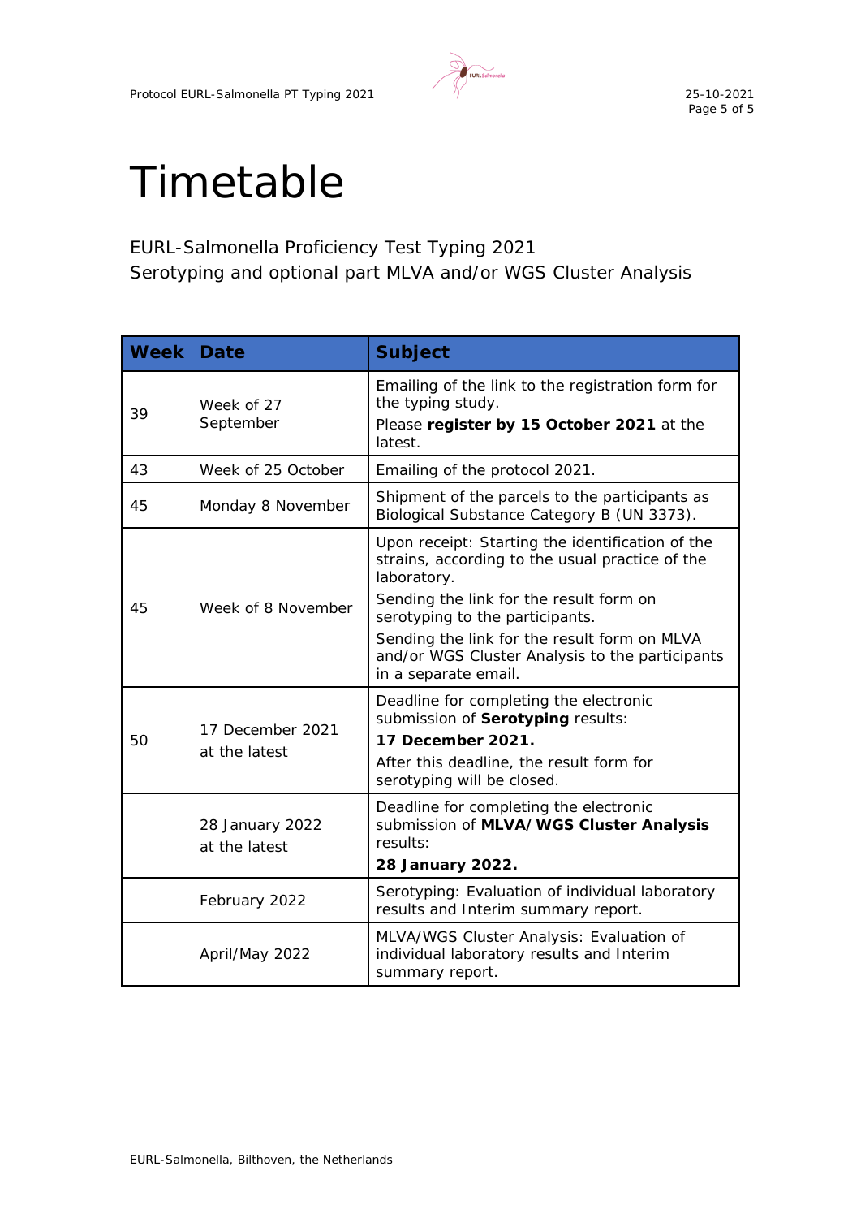# Timetable

EURL-Salmonella Proficiency Test Typing 2021
Serotyping and optional part MLVA and/or WGS Cluster Analysis

| Week | Date | Subject |
|---|---|---|
| 39 | Week of 27 September | Emailing of the link to the registration form for the typing study.<br>Please **register by 15 October 2021** at the latest. |
| 43 | Week of 25 October | Emailing of the protocol 2021. |
| 45 | Monday 8 November | Shipment of the parcels to the participants as Biological Substance Category B (UN 3373). |
| 45 | Week of 8 November | Upon receipt: Starting the identification of the strains, according to the usual practice of the laboratory.<br>Sending the link for the result form on serotyping to the participants.<br>Sending the link for the result form on MLVA and/or WGS Cluster Analysis to the participants in a separate email. |
| 50 | 17 December 2021 at the latest | Deadline for completing the electronic submission of **Serotyping** results:<br>**17 December 2021.**<br>After this deadline, the result form for serotyping will be closed. |
| | 28 January 2022 at the latest | Deadline for completing the electronic submission of **MLVA/ WGS Cluster Analysis** results:<br>**28 January 2022.** |
| | February 2022 | Serotyping: Evaluation of individual laboratory results and Interim summary report. |
| | April/May 2022 | MLVA/WGS Cluster Analysis: Evaluation of individual laboratory results and Interim summary report. |

EURL-Salmonella, Bilthoven, the Netherlands